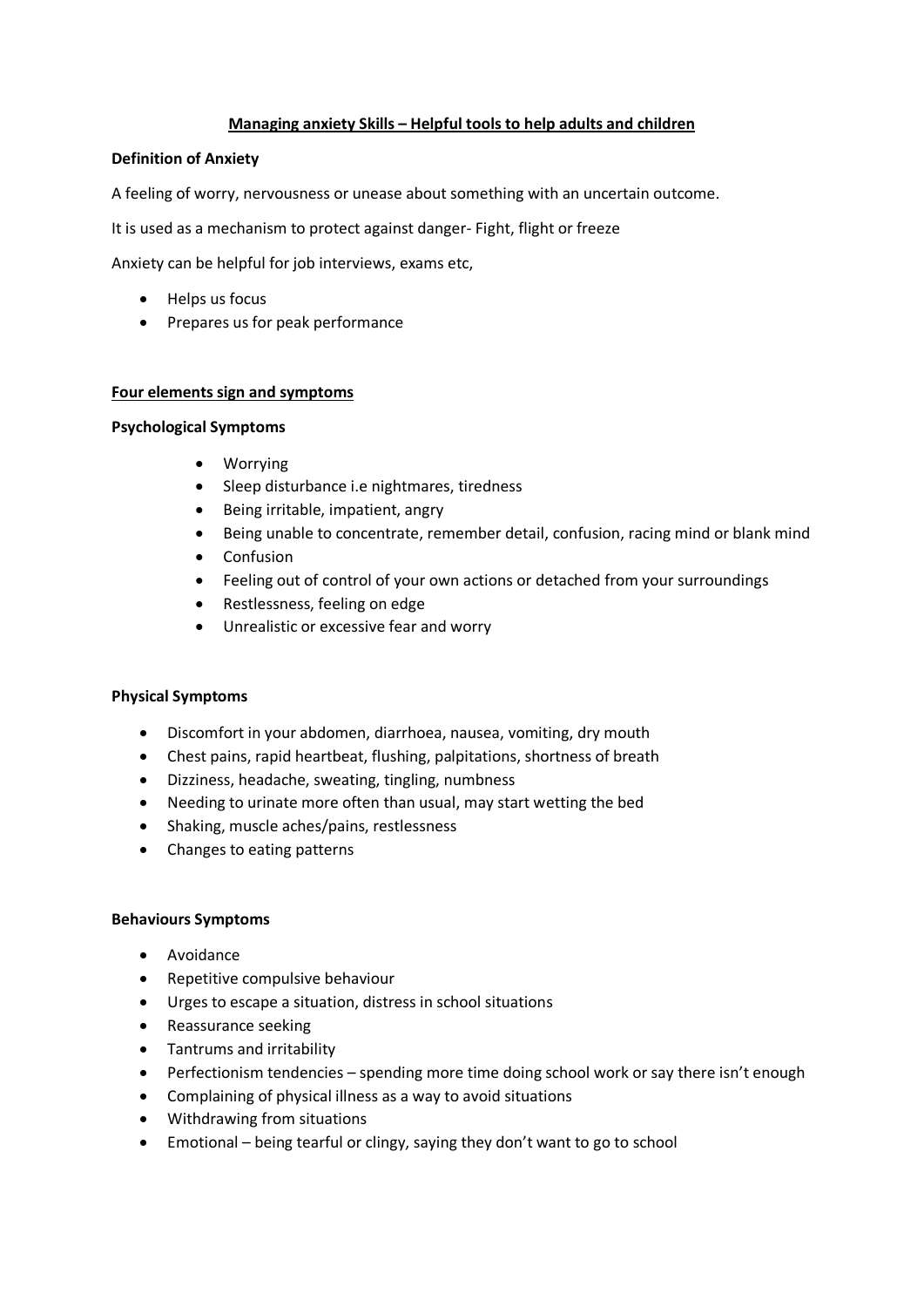# Managing anxiety Skills – Helpful tools to help adults and children

**Definition of Anxiety**

A feeling of worry, nervousness or unease about something with an uncertain outcome.

It is used as a mechanism to protect against danger- Fight, flight or freeze

Anxiety can be helpful for job interviews, exams etc,

- Helps us focus
- Prepares us for peak performance

## Four elements sign and symptoms

**Psychological Symptoms**

- Worrying
- Sleep disturbance i.e nightmares, tiredness
- Being irritable, impatient, angry
- Being unable to concentrate, remember detail, confusion, racing mind or blank mind
- Confusion
- Feeling out of control of your own actions or detached from your surroundings
- Restlessness, feeling on edge
- Unrealistic or excessive fear and worry

**Physical Symptoms**

- Discomfort in your abdomen, diarrhoea, nausea, vomiting, dry mouth
- Chest pains, rapid heartbeat, flushing, palpitations, shortness of breath
- Dizziness, headache, sweating, tingling, numbness
- Needing to urinate more often than usual, may start wetting the bed
- Shaking, muscle aches/pains, restlessness
- Changes to eating patterns

**Behaviours Symptoms**

- Avoidance
- Repetitive compulsive behaviour
- Urges to escape a situation, distress in school situations
- Reassurance seeking
- Tantrums and irritability
- Perfectionism tendencies – spending more time doing school work or say there isn't enough
- Complaining of physical illness as a way to avoid situations
- Withdrawing from situations
- Emotional – being tearful or clingy, saying they don't want to go to school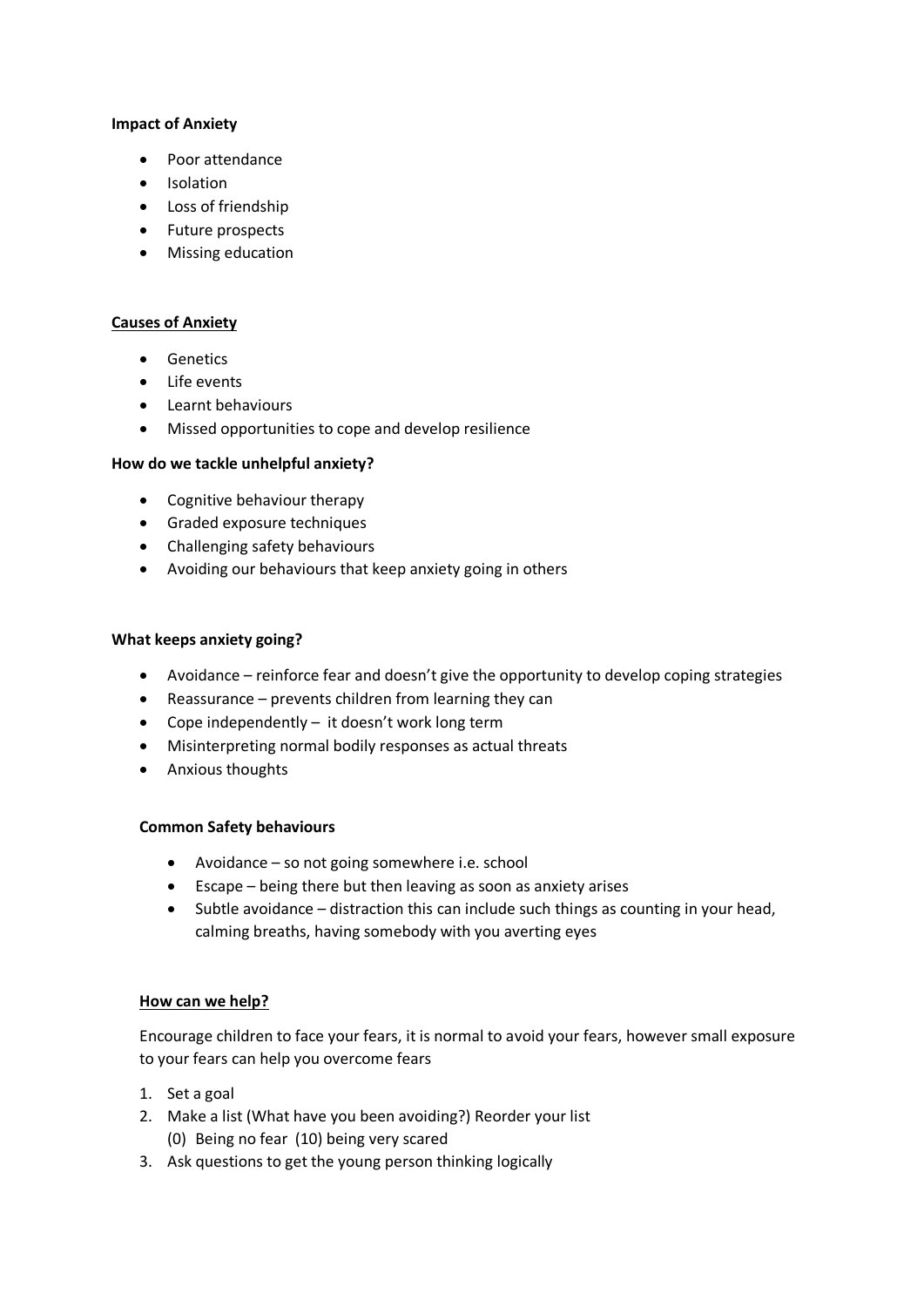**Impact of Anxiety**

- Poor attendance
- Isolation
- Loss of friendship
- Future prospects
- Missing education

**Causes of Anxiety**

- Genetics
- Life events
- Learnt behaviours
- Missed opportunities to cope and develop resilience

**How do we tackle unhelpful anxiety?**

- Cognitive behaviour therapy
- Graded exposure techniques
- Challenging safety behaviours
- Avoiding our behaviours that keep anxiety going in others

**What keeps anxiety going?**

- Avoidance – reinforce fear and doesn't give the opportunity to develop coping strategies
- Reassurance – prevents children from learning they can
- Cope independently – it doesn't work long term
- Misinterpreting normal bodily responses as actual threats
- Anxious thoughts

**Common Safety behaviours**

- Avoidance – so not going somewhere i.e. school
- Escape – being there but then leaving as soon as anxiety arises
- Subtle avoidance – distraction this can include such things as counting in your head, calming breaths, having somebody with you averting eyes

**How can we help?**

Encourage children to face your fears, it is normal to avoid your fears, however small exposure to your fears can help you overcome fears

1. Set a goal
2. Make a list (What have you been avoiding?) Reorder your list
   (0) Being no fear (10) being very scared
3. Ask questions to get the young person thinking logically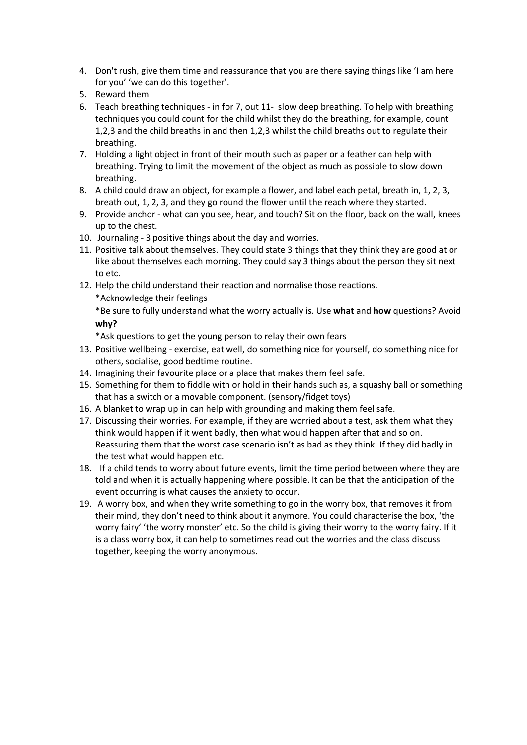4. Don't rush, give them time and reassurance that you are there saying things like 'I am here for you' 'we can do this together'.
5. Reward them
6. Teach breathing techniques - in for 7, out 11- slow deep breathing. To help with breathing techniques you could count for the child whilst they do the breathing, for example, count 1,2,3 and the child breaths in and then 1,2,3 whilst the child breaths out to regulate their breathing.
7. Holding a light object in front of their mouth such as paper or a feather can help with breathing. Trying to limit the movement of the object as much as possible to slow down breathing.
8. A child could draw an object, for example a flower, and label each petal, breath in, 1, 2, 3, breath out, 1, 2, 3, and they go round the flower until the reach where they started.
9. Provide anchor - what can you see, hear, and touch? Sit on the floor, back on the wall, knees up to the chest.
10. Journaling - 3 positive things about the day and worries.
11. Positive talk about themselves. They could state 3 things that they think they are good at or like about themselves each morning. They could say 3 things about the person they sit next to etc.
12. Help the child understand their reaction and normalise those reactions.

    *Acknowledge their feelings

    *Be sure to fully understand what the worry actually is. Use **what** and **how** questions? Avoid **why?**

    *Ask questions to get the young person to relay their own fears
13. Positive wellbeing - exercise, eat well, do something nice for yourself, do something nice for others, socialise, good bedtime routine.
14. Imagining their favourite place or a place that makes them feel safe.
15. Something for them to fiddle with or hold in their hands such as, a squashy ball or something that has a switch or a movable component. (sensory/fidget toys)
16. A blanket to wrap up in can help with grounding and making them feel safe.
17. Discussing their worries. For example, if they are worried about a test, ask them what they think would happen if it went badly, then what would happen after that and so on. Reassuring them that the worst case scenario isn't as bad as they think. If they did badly in the test what would happen etc.
18. If a child tends to worry about future events, limit the time period between where they are told and when it is actually happening where possible. It can be that the anticipation of the event occurring is what causes the anxiety to occur.
19. A worry box, and when they write something to go in the worry box, that removes it from their mind, they don't need to think about it anymore. You could characterise the box, 'the worry fairy' 'the worry monster' etc. So the child is giving their worry to the worry fairy. If it is a class worry box, it can help to sometimes read out the worries and the class discuss together, keeping the worry anonymous.